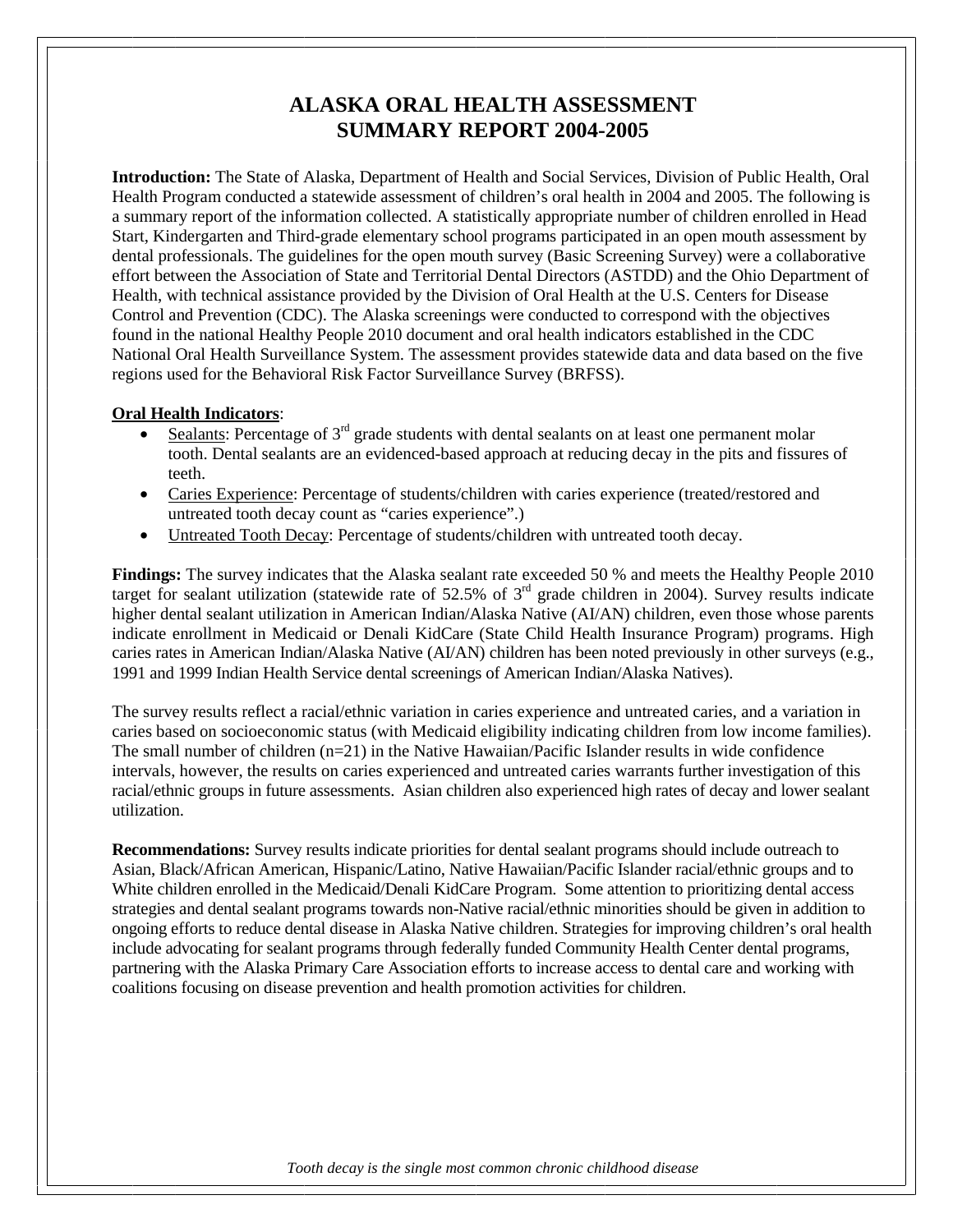# ALASKA ORAL HEALTH ASSESSMENT
# SUMMARY REPORT 2004-2005

**Introduction:** The State of Alaska, Department of Health and Social Services, Division of Public Health, Oral Health Program conducted a statewide assessment of children's oral health in 2004 and 2005. The following is a summary report of the information collected. A statistically appropriate number of children enrolled in Head Start, Kindergarten and Third-grade elementary school programs participated in an open mouth assessment by dental professionals. The guidelines for the open mouth survey (Basic Screening Survey) were a collaborative effort between the Association of State and Territorial Dental Directors (ASTDD) and the Ohio Department of Health, with technical assistance provided by the Division of Oral Health at the U.S. Centers for Disease Control and Prevention (CDC). The Alaska screenings were conducted to correspond with the objectives found in the national Healthy People 2010 document and oral health indicators established in the CDC National Oral Health Surveillance System. The assessment provides statewide data and data based on the five regions used for the Behavioral Risk Factor Surveillance Survey (BRFSS).

**Oral Health Indicators**:

- Sealants: Percentage of 3rd grade students with dental sealants on at least one permanent molar tooth. Dental sealants are an evidenced-based approach at reducing decay in the pits and fissures of teeth.
- Caries Experience: Percentage of students/children with caries experience (treated/restored and untreated tooth decay count as "caries experience".)
- Untreated Tooth Decay: Percentage of students/children with untreated tooth decay.

**Findings:** The survey indicates that the Alaska sealant rate exceeded 50 % and meets the Healthy People 2010 target for sealant utilization (statewide rate of 52.5% of 3rd grade children in 2004). Survey results indicate higher dental sealant utilization in American Indian/Alaska Native (AI/AN) children, even those whose parents indicate enrollment in Medicaid or Denali KidCare (State Child Health Insurance Program) programs. High caries rates in American Indian/Alaska Native (AI/AN) children has been noted previously in other surveys (e.g., 1991 and 1999 Indian Health Service dental screenings of American Indian/Alaska Natives).

The survey results reflect a racial/ethnic variation in caries experience and untreated caries, and a variation in caries based on socioeconomic status (with Medicaid eligibility indicating children from low income families). The small number of children (n=21) in the Native Hawaiian/Pacific Islander results in wide confidence intervals, however, the results on caries experienced and untreated caries warrants further investigation of this racial/ethnic groups in future assessments. Asian children also experienced high rates of decay and lower sealant utilization.

**Recommendations:** Survey results indicate priorities for dental sealant programs should include outreach to Asian, Black/African American, Hispanic/Latino, Native Hawaiian/Pacific Islander racial/ethnic groups and to White children enrolled in the Medicaid/Denali KidCare Program. Some attention to prioritizing dental access strategies and dental sealant programs towards non-Native racial/ethnic minorities should be given in addition to ongoing efforts to reduce dental disease in Alaska Native children. Strategies for improving children's oral health include advocating for sealant programs through federally funded Community Health Center dental programs, partnering with the Alaska Primary Care Association efforts to increase access to dental care and working with coalitions focusing on disease prevention and health promotion activities for children.

*Tooth decay is the single most common chronic childhood disease*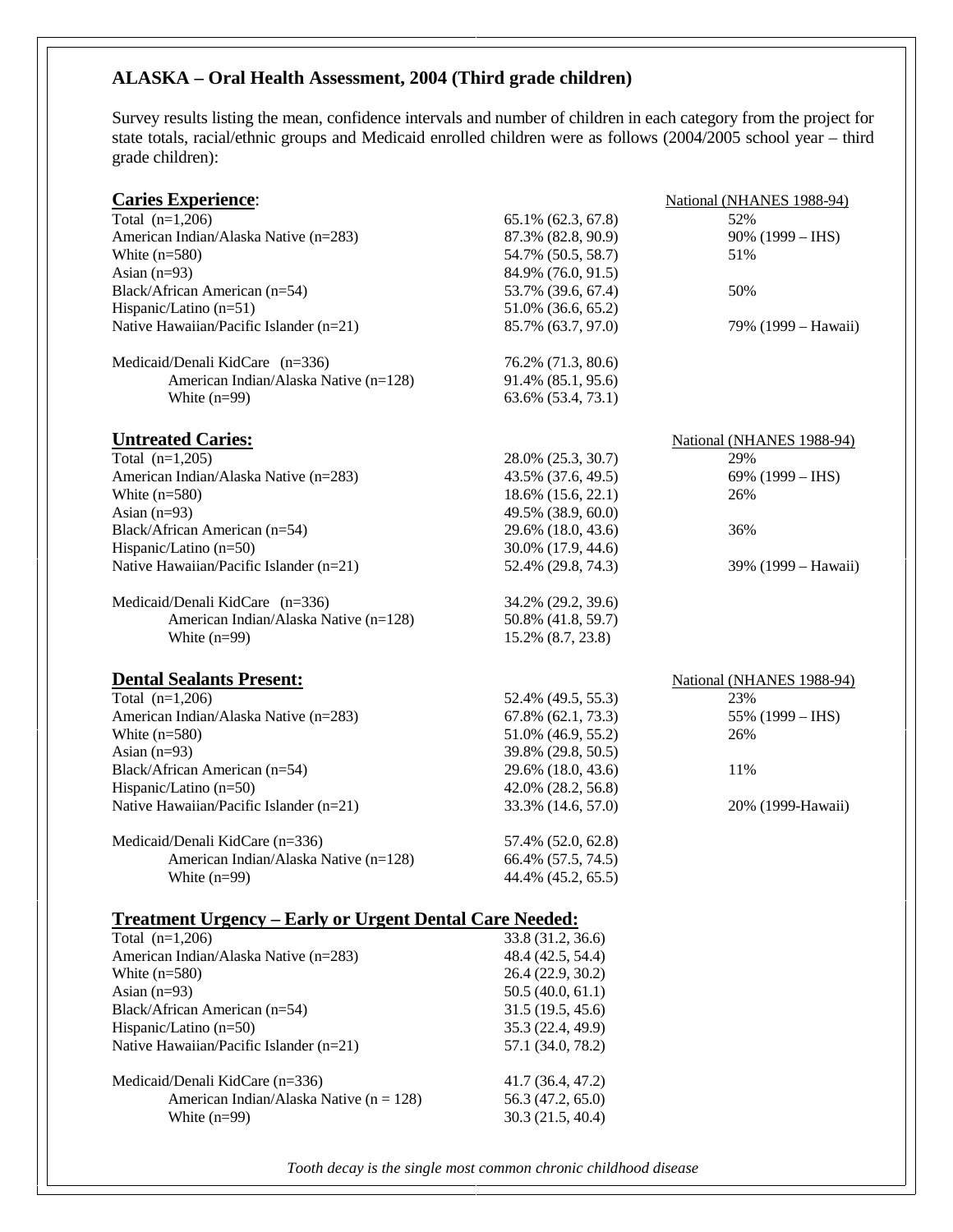## ALASKA – Oral Health Assessment, 2004 (Third grade children)

Survey results listing the mean, confidence intervals and number of children in each category from the project for state totals, racial/ethnic groups and Medicaid enrolled children were as follows (2004/2005 school year – third grade children):

### Caries Experience:

| | | National (NHANES 1988-94) |
|---|---|---|
| Total (n=1,206) | 65.1% (62.3, 67.8) | 52% |
| American Indian/Alaska Native (n=283) | 87.3% (82.8, 90.9) | 90% (1999 – IHS) |
| White (n=580) | 54.7% (50.5, 58.7) | 51% |
| Asian (n=93) | 84.9% (76.0, 91.5) | |
| Black/African American (n=54) | 53.7% (39.6, 67.4) | 50% |
| Hispanic/Latino (n=51) | 51.0% (36.6, 65.2) | |
| Native Hawaiian/Pacific Islander (n=21) | 85.7% (63.7, 97.0) | 79% (1999 – Hawaii) |
| Medicaid/Denali KidCare (n=336) | 76.2% (71.3, 80.6) | |
| American Indian/Alaska Native (n=128) | 91.4% (85.1, 95.6) | |
| White (n=99) | 63.6% (53.4, 73.1) | |

### Untreated Caries:

| | | National (NHANES 1988-94) |
|---|---|---|
| Total (n=1,205) | 28.0% (25.3, 30.7) | 29% |
| American Indian/Alaska Native (n=283) | 43.5% (37.6, 49.5) | 69% (1999 – IHS) |
| White (n=580) | 18.6% (15.6, 22.1) | 26% |
| Asian (n=93) | 49.5% (38.9, 60.0) | |
| Black/African American (n=54) | 29.6% (18.0, 43.6) | 36% |
| Hispanic/Latino (n=50) | 30.0% (17.9, 44.6) | |
| Native Hawaiian/Pacific Islander (n=21) | 52.4% (29.8, 74.3) | 39% (1999 – Hawaii) |
| Medicaid/Denali KidCare (n=336) | 34.2% (29.2, 39.6) | |
| American Indian/Alaska Native (n=128) | 50.8% (41.8, 59.7) | |
| White (n=99) | 15.2% (8.7, 23.8) | |

### Dental Sealants Present:

| | | National (NHANES 1988-94) |
|---|---|---|
| Total (n=1,206) | 52.4% (49.5, 55.3) | 23% |
| American Indian/Alaska Native (n=283) | 67.8% (62.1, 73.3) | 55% (1999 – IHS) |
| White (n=580) | 51.0% (46.9, 55.2) | 26% |
| Asian (n=93) | 39.8% (29.8, 50.5) | |
| Black/African American (n=54) | 29.6% (18.0, 43.6) | 11% |
| Hispanic/Latino (n=50) | 42.0% (28.2, 56.8) | |
| Native Hawaiian/Pacific Islander (n=21) | 33.3% (14.6, 57.0) | 20% (1999-Hawaii) |
| Medicaid/Denali KidCare (n=336) | 57.4% (52.0, 62.8) | |
| American Indian/Alaska Native (n=128) | 66.4% (57.5, 74.5) | |
| White (n=99) | 44.4% (45.2, 65.5) | |

### Treatment Urgency – Early or Urgent Dental Care Needed:

| | |
|---|---|
| Total (n=1,206) | 33.8 (31.2, 36.6) |
| American Indian/Alaska Native (n=283) | 48.4 (42.5, 54.4) |
| White (n=580) | 26.4 (22.9, 30.2) |
| Asian (n=93) | 50.5 (40.0, 61.1) |
| Black/African American (n=54) | 31.5 (19.5, 45.6) |
| Hispanic/Latino (n=50) | 35.3 (22.4, 49.9) |
| Native Hawaiian/Pacific Islander (n=21) | 57.1 (34.0, 78.2) |
| Medicaid/Denali KidCare (n=336) | 41.7 (36.4, 47.2) |
| American Indian/Alaska Native (n = 128) | 56.3 (47.2, 65.0) |
| White (n=99) | 30.3 (21.5, 40.4) |

*Tooth decay is the single most common chronic childhood disease*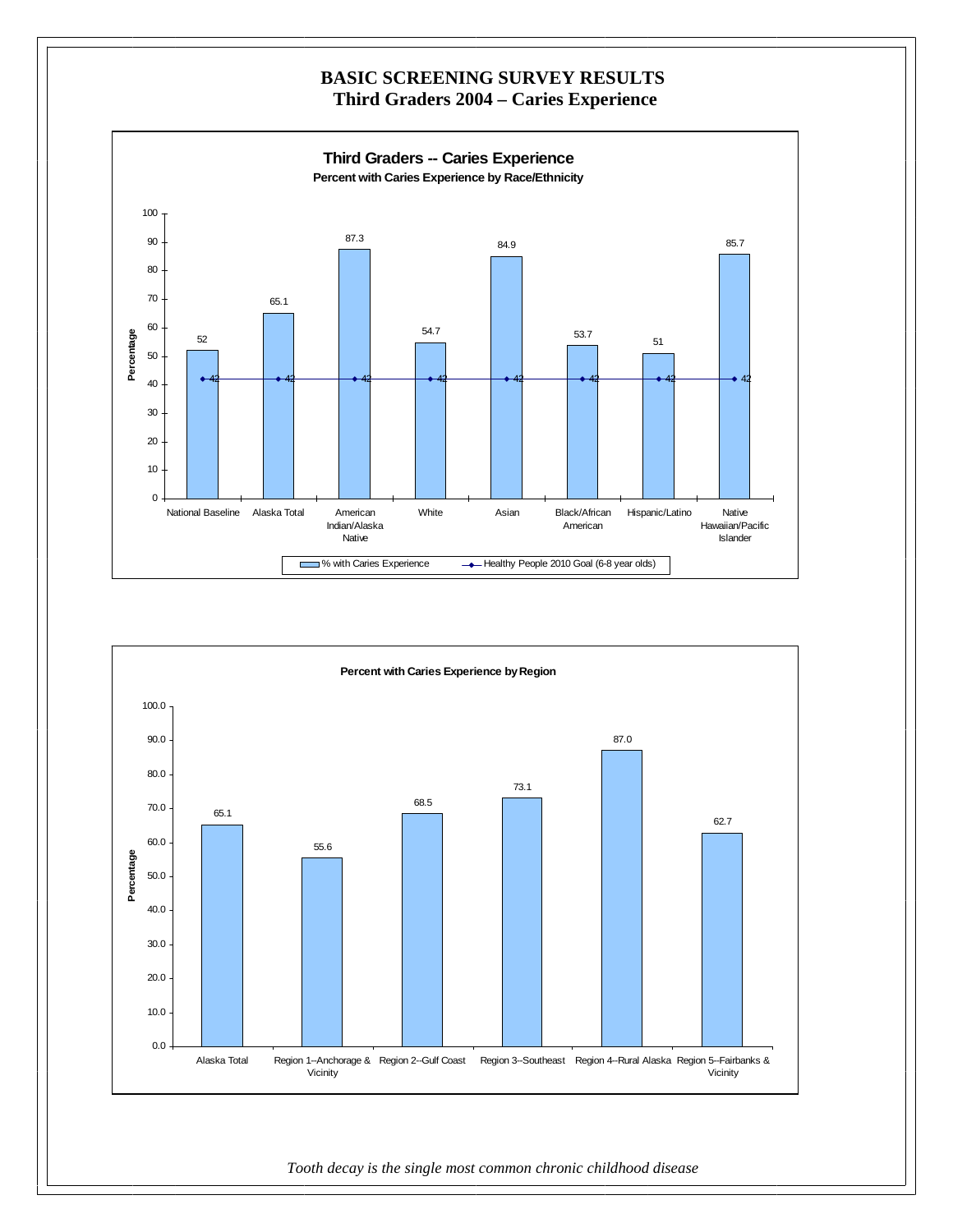# BASIC SCREENING SURVEY RESULTS
## Third Graders 2004 – Caries Experience

**Third Graders -- Caries Experience**

**Percent with Caries Experience by Race/Ethnicity**

| Group | % with Caries Experience | Healthy People 2010 Goal (6-8 year olds) |
|---|---|---|
| National Baseline | 52 | 42 |
| Alaska Total | 65.1 | 42 |
| American Indian/Alaska Native | 87.3 | 42 |
| White | 54.7 | 42 |
| Asian | 84.9 | 42 |
| Black/African American | 53.7 | 42 |
| Hispanic/Latino | 51 | 42 |
| Native Hawaiian/Pacific Islander | 85.7 | 42 |

**Percent with Caries Experience by Region**

| Region | Percentage |
|---|---|
| Alaska Total | 65.1 |
| Region 1--Anchorage & Vicinity | 55.6 |
| Region 2--Gulf Coast | 68.5 |
| Region 3--Southeast | 73.1 |
| Region 4--Rural Alaska | 87.0 |
| Region 5--Fairbanks & Vicinity | 62.7 |

*Tooth decay is the single most common chronic childhood disease*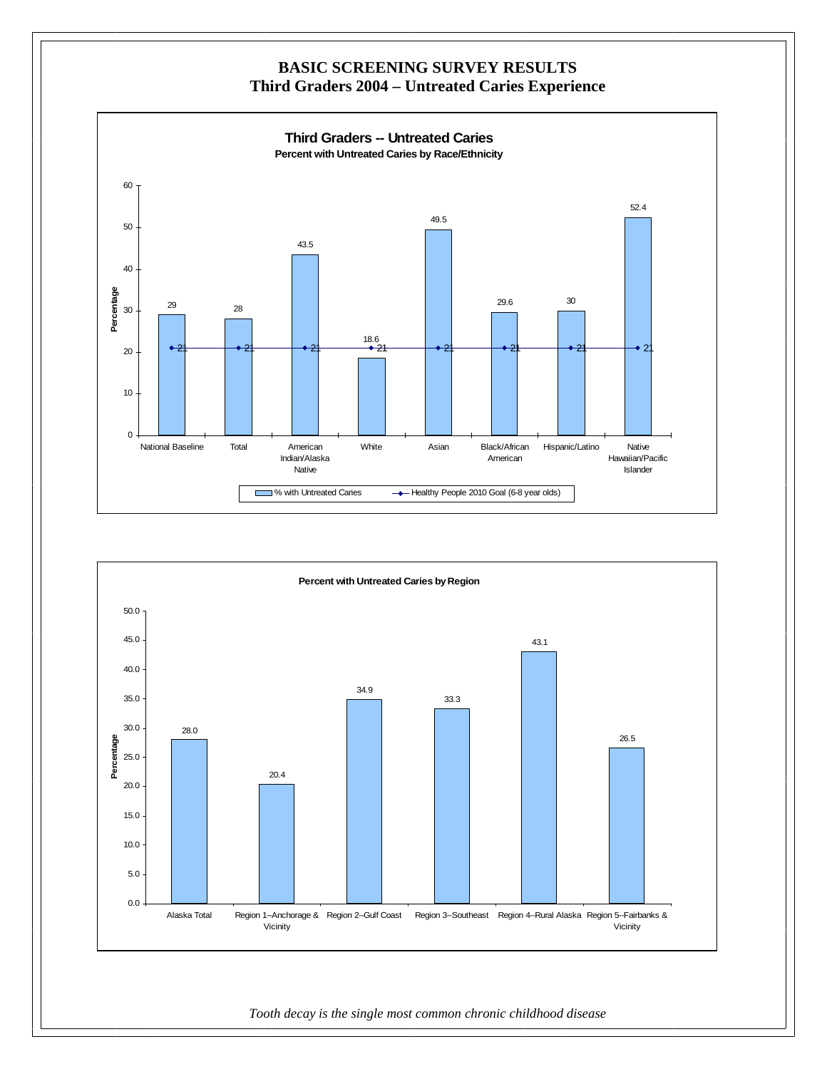# BASIC SCREENING SURVEY RESULTS
## Third Graders 2004 – Untreated Caries Experience

**Third Graders -- Untreated Caries**
**Percent with Untreated Caries by Race/Ethnicity**

| | % with Untreated Caries | Healthy People 2010 Goal (6-8 year olds) |
|---|---|---|
| National Baseline | 29 | 21 |
| Total | 28 | 21 |
| American Indian/Alaska Native | 43.5 | 21 |
| White | 18.6 | 21 |
| Asian | 49.5 | 21 |
| Black/African American | 29.6 | 21 |
| Hispanic/Latino | 30 | 21 |
| Native Hawaiian/Pacific Islander | 52.4 | 21 |

**Percent with Untreated Caries by Region**

| Region | Percentage |
|---|---|
| Alaska Total | 28.0 |
| Region 1–Anchorage & Vicinity | 20.4 |
| Region 2–Gulf Coast | 34.9 |
| Region 3–Southeast | 33.3 |
| Region 4–Rural Alaska | 43.1 |
| Region 5–Fairbanks & Vicinity | 26.5 |

*Tooth decay is the single most common chronic childhood disease*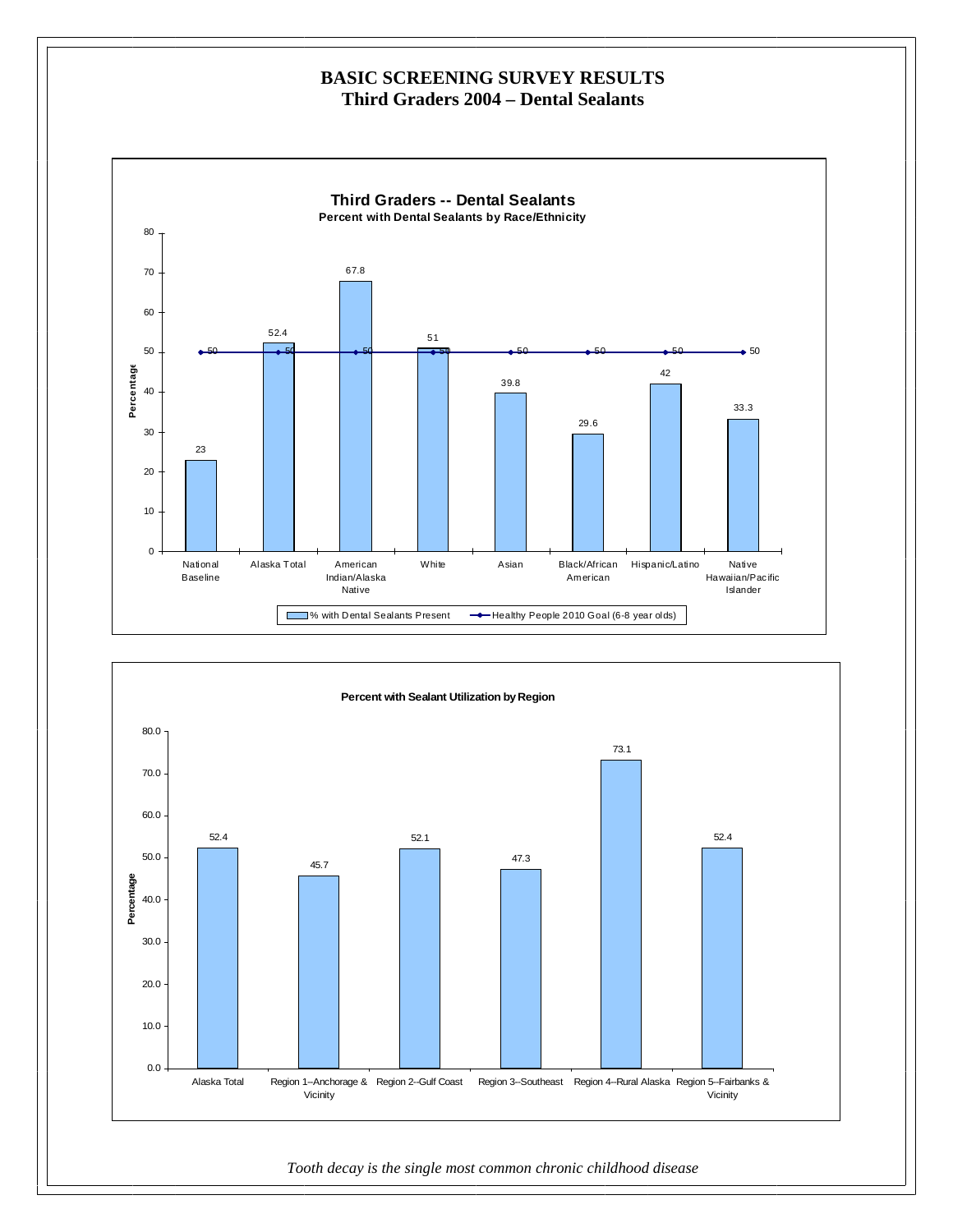# BASIC SCREENING SURVEY RESULTS
## Third Graders 2004 – Dental Sealants

**Third Graders -- Dental Sealants**
**Percent with Dental Sealants by Race/Ethnicity**

| Group | % with Dental Sealants Present | Healthy People 2010 Goal (6-8 year olds) |
|---|---|---|
| National Baseline | 23 | 50 |
| Alaska Total | 52.4 | 50 |
| American Indian/Alaska Native | 67.8 | 50 |
| White | 51 | 50 |
| Asian | 39.8 | 50 |
| Black/African American | 29.6 | 50 |
| Hispanic/Latino | 42 | 50 |
| Native Hawaiian/Pacific Islander | 33.3 | 50 |

**Percent with Sealant Utilization by Region**

| Region | Percentage |
|---|---|
| Alaska Total | 52.4 |
| Region 1--Anchorage & Vicinity | 45.7 |
| Region 2--Gulf Coast | 52.1 |
| Region 3--Southeast | 47.3 |
| Region 4--Rural Alaska | 73.1 |
| Region 5--Fairbanks & Vicinity | 52.4 |

*Tooth decay is the single most common chronic childhood disease*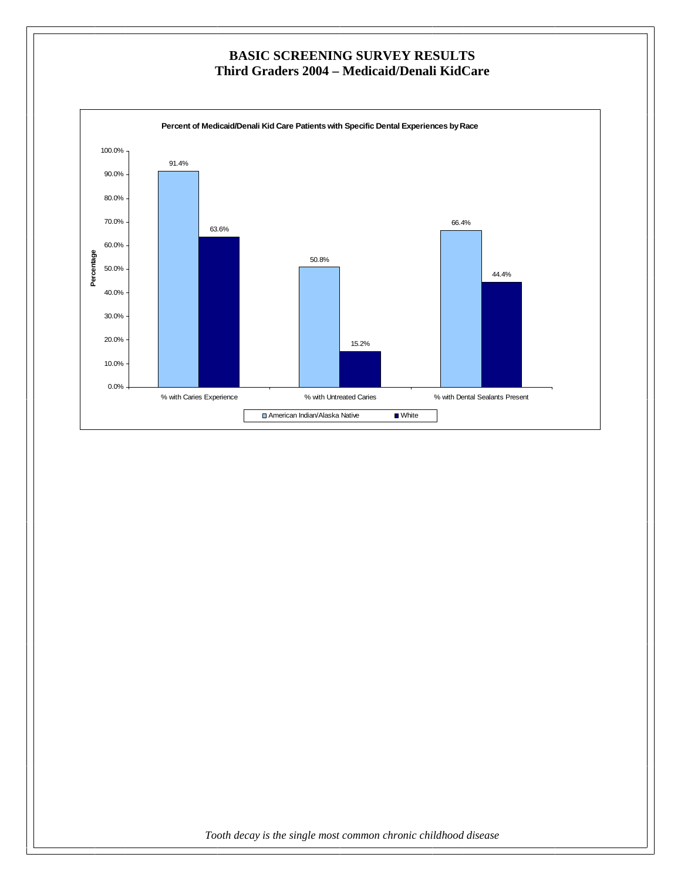# BASIC SCREENING SURVEY RESULTS
## Third Graders 2004 – Medicaid/Denali KidCare

**Percent of Medicaid/Denali Kid Care Patients with Specific Dental Experiences by Race**

| | American Indian/Alaska Native | White |
|---|---|---|
| % with Caries Experience | 91.4% | 63.6% |
| % with Untreated Caries | 50.8% | 15.2% |
| % with Dental Sealants Present | 66.4% | 44.4% |

*Tooth decay is the single most common chronic childhood disease*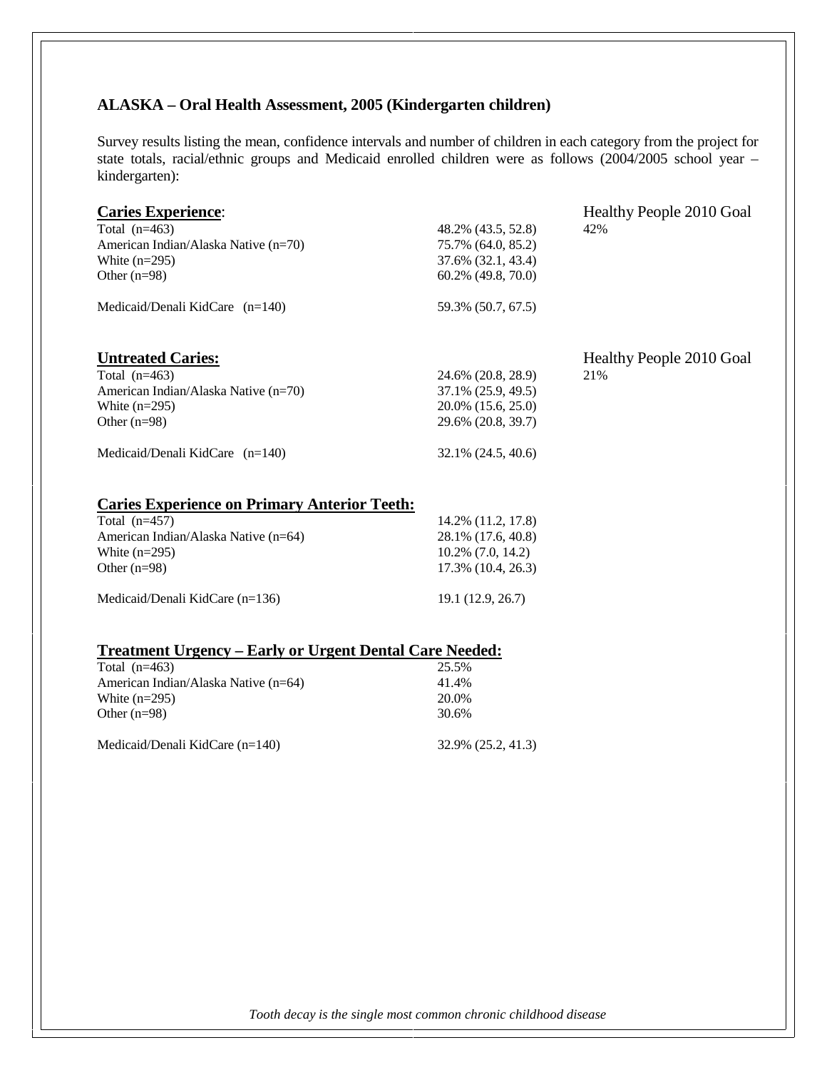## ALASKA – Oral Health Assessment, 2005 (Kindergarten children)

Survey results listing the mean, confidence intervals and number of children in each category from the project for state totals, racial/ethnic groups and Medicaid enrolled children were as follows (2004/2005 school year – kindergarten):

### Caries Experience:

| | | Healthy People 2010 Goal |
|---|---|---|
| Total (n=463) | 48.2% (43.5, 52.8) | 42% |
| American Indian/Alaska Native (n=70) | 75.7% (64.0, 85.2) | |
| White (n=295) | 37.6% (32.1, 43.4) | |
| Other (n=98) | 60.2% (49.8, 70.0) | |
| Medicaid/Denali KidCare (n=140) | 59.3% (50.7, 67.5) | |

### Untreated Caries:

| | | Healthy People 2010 Goal |
|---|---|---|
| Total (n=463) | 24.6% (20.8, 28.9) | 21% |
| American Indian/Alaska Native (n=70) | 37.1% (25.9, 49.5) | |
| White (n=295) | 20.0% (15.6, 25.0) | |
| Other (n=98) | 29.6% (20.8, 39.7) | |
| Medicaid/Denali KidCare (n=140) | 32.1% (24.5, 40.6) | |

### Caries Experience on Primary Anterior Teeth:

| | |
|---|---|
| Total (n=457) | 14.2% (11.2, 17.8) |
| American Indian/Alaska Native (n=64) | 28.1% (17.6, 40.8) |
| White (n=295) | 10.2% (7.0, 14.2) |
| Other (n=98) | 17.3% (10.4, 26.3) |
| Medicaid/Denali KidCare (n=136) | 19.1 (12.9, 26.7) |

### Treatment Urgency – Early or Urgent Dental Care Needed:

| | |
|---|---|
| Total (n=463) | 25.5% |
| American Indian/Alaska Native (n=64) | 41.4% |
| White (n=295) | 20.0% |
| Other (n=98) | 30.6% |
| Medicaid/Denali KidCare (n=140) | 32.9% (25.2, 41.3) |

*Tooth decay is the single most common chronic childhood disease*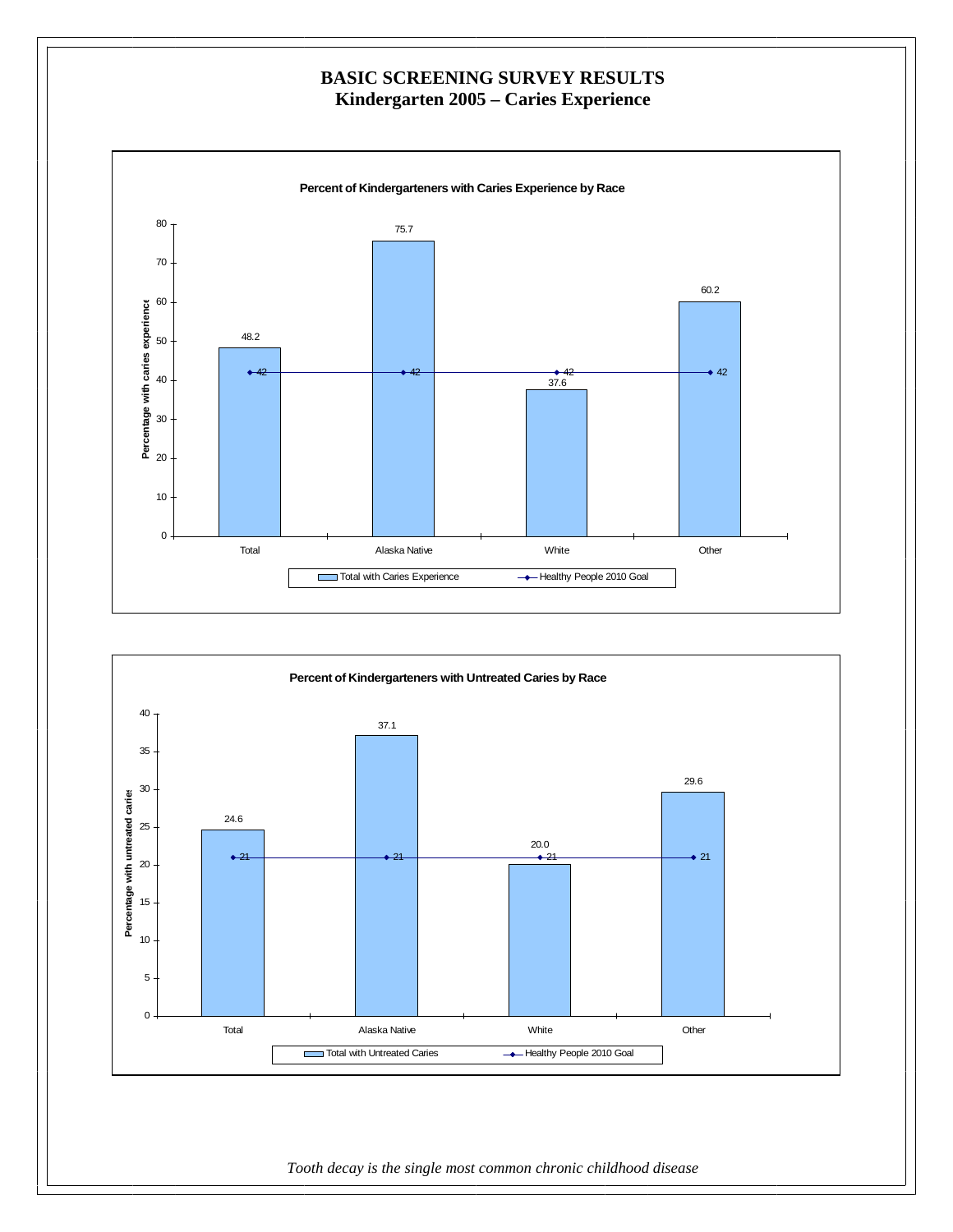# BASIC SCREENING SURVEY RESULTS
## Kindergarten 2005 – Caries Experience

**Percent of Kindergarteners with Caries Experience by Race**

| | Total with Caries Experience | Healthy People 2010 Goal |
|---|---|---|
| Total | 48.2 | 42 |
| Alaska Native | 75.7 | 42 |
| White | 37.6 | 42 |
| Other | 60.2 | 42 |

**Percent of Kindergarteners with Untreated Caries by Race**

| | Total with Untreated Caries | Healthy People 2010 Goal |
|---|---|---|
| Total | 24.6 | 21 |
| Alaska Native | 37.1 | 21 |
| White | 20.0 | 21 |
| Other | 29.6 | 21 |

*Tooth decay is the single most common chronic childhood disease*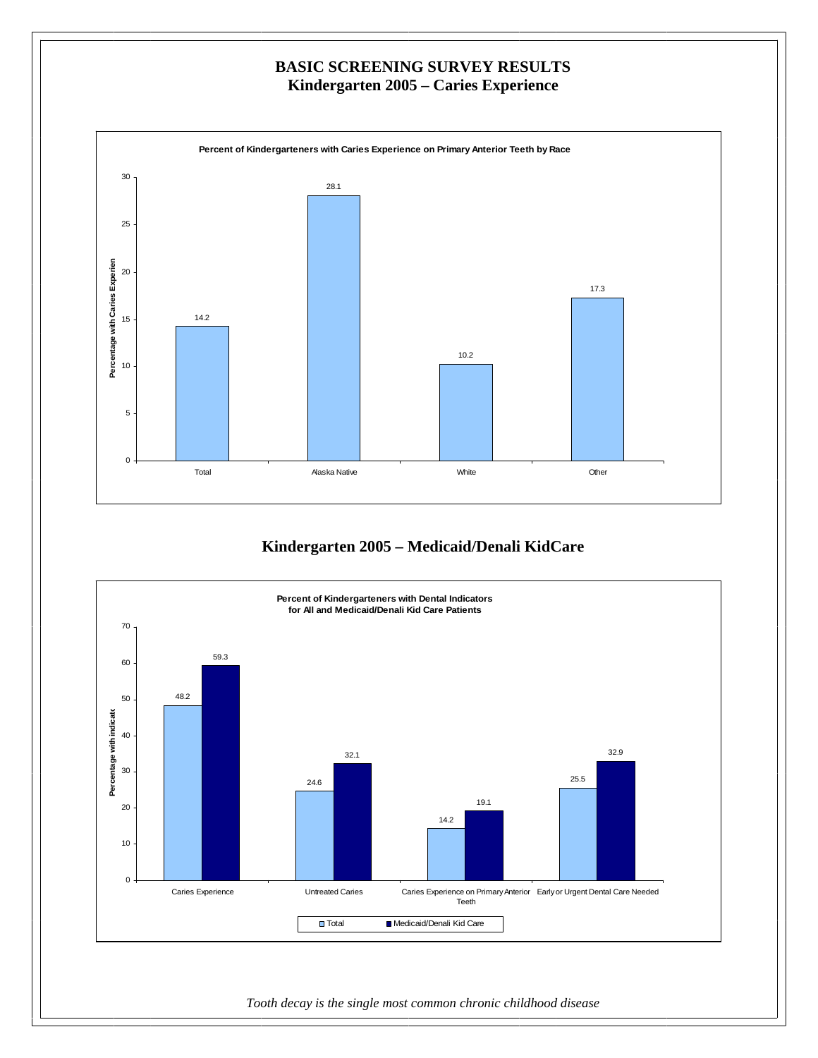# BASIC SCREENING SURVEY RESULTS
## Kindergarten 2005 – Caries Experience

**Percent of Kindergarteners with Caries Experience on Primary Anterior Teeth by Race**

| | Percentage with Caries Experience |
|---|---|
| Total | 14.2 |
| Alaska Native | 28.1 |
| White | 10.2 |
| Other | 17.3 |

## Kindergarten 2005 – Medicaid/Denali KidCare

**Percent of Kindergarteners with Dental Indicators for All and Medicaid/Denali Kid Care Patients**

| | Total | Medicaid/Denali Kid Care |
|---|---|---|
| Caries Experience | 48.2 | 59.3 |
| Untreated Caries | 24.6 | 32.1 |
| Caries Experience on Primary Anterior Teeth | 14.2 | 19.1 |
| Early or Urgent Dental Care Needed | 25.5 | 32.9 |

*Tooth decay is the single most common chronic childhood disease*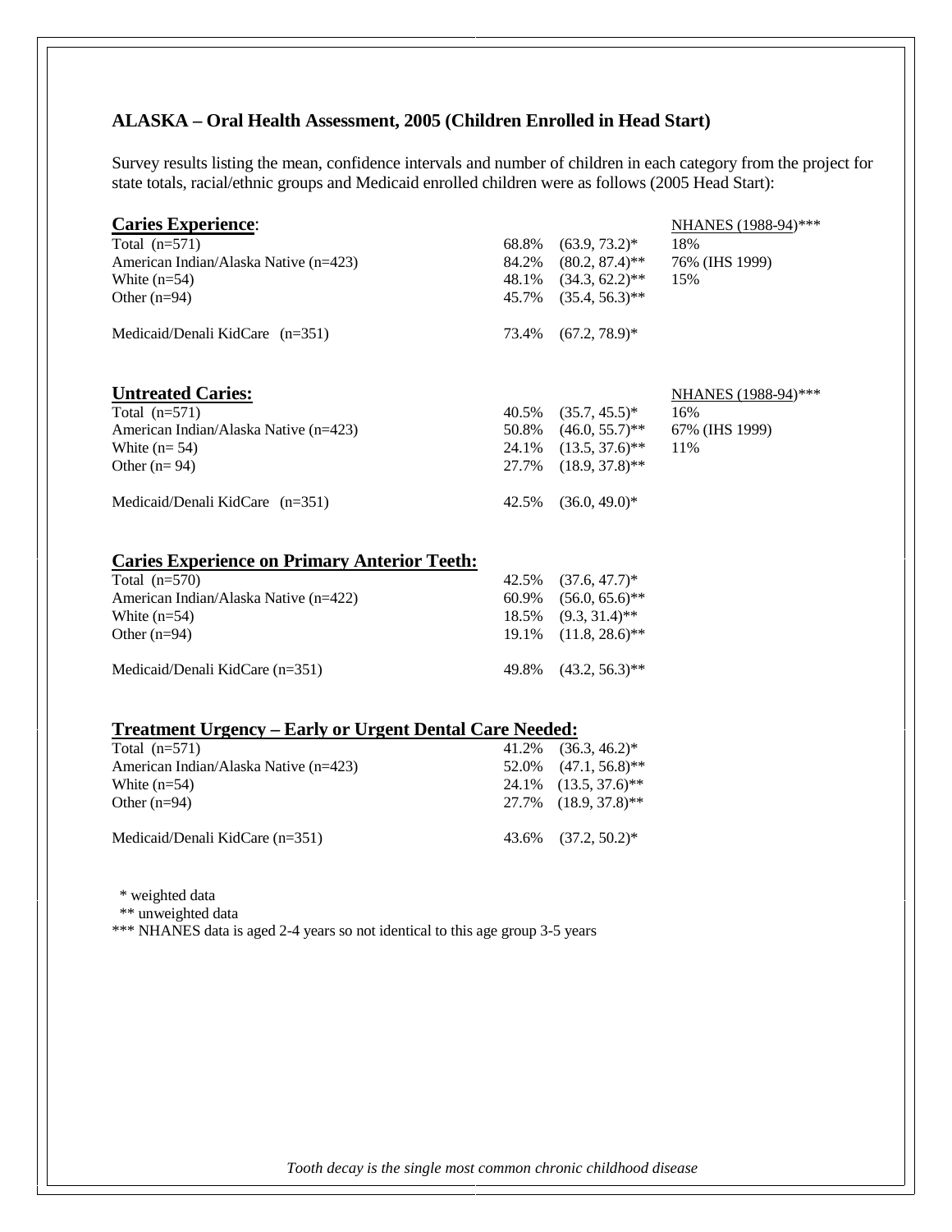## ALASKA – Oral Health Assessment, 2005 (Children Enrolled in Head Start)

Survey results listing the mean, confidence intervals and number of children in each category from the project for state totals, racial/ethnic groups and Medicaid enrolled children were as follows (2005 Head Start):

### Caries Experience:

| | | | NHANES (1988-94)*** |
|---|---|---|---|
| Total (n=571) | 68.8% | (63.9, 73.2)* | 18% |
| American Indian/Alaska Native (n=423) | 84.2% | (80.2, 87.4)** | 76% (IHS 1999) |
| White (n=54) | 48.1% | (34.3, 62.2)** | 15% |
| Other (n=94) | 45.7% | (35.4, 56.3)** | |
| Medicaid/Denali KidCare (n=351) | 73.4% | (67.2, 78.9)* | |

### Untreated Caries:

| | | | NHANES (1988-94)*** |
|---|---|---|---|
| Total (n=571) | 40.5% | (35.7, 45.5)* | 16% |
| American Indian/Alaska Native (n=423) | 50.8% | (46.0, 55.7)** | 67% (IHS 1999) |
| White (n= 54) | 24.1% | (13.5, 37.6)** | 11% |
| Other (n= 94) | 27.7% | (18.9, 37.8)** | |
| Medicaid/Denali KidCare (n=351) | 42.5% | (36.0, 49.0)* | |

### Caries Experience on Primary Anterior Teeth:

| | | |
|---|---|---|
| Total (n=570) | 42.5% | (37.6, 47.7)* |
| American Indian/Alaska Native (n=422) | 60.9% | (56.0, 65.6)** |
| White (n=54) | 18.5% | (9.3, 31.4)** |
| Other (n=94) | 19.1% | (11.8, 28.6)** |
| Medicaid/Denali KidCare (n=351) | 49.8% | (43.2, 56.3)** |

### Treatment Urgency – Early or Urgent Dental Care Needed:

| | | |
|---|---|---|
| Total (n=571) | 41.2% | (36.3, 46.2)* |
| American Indian/Alaska Native (n=423) | 52.0% | (47.1, 56.8)** |
| White (n=54) | 24.1% | (13.5, 37.6)** |
| Other (n=94) | 27.7% | (18.9, 37.8)** |
| Medicaid/Denali KidCare (n=351) | 43.6% | (37.2, 50.2)* |

\* weighted data
\** unweighted data
\*** NHANES data is aged 2-4 years so not identical to this age group 3-5 years

*Tooth decay is the single most common chronic childhood disease*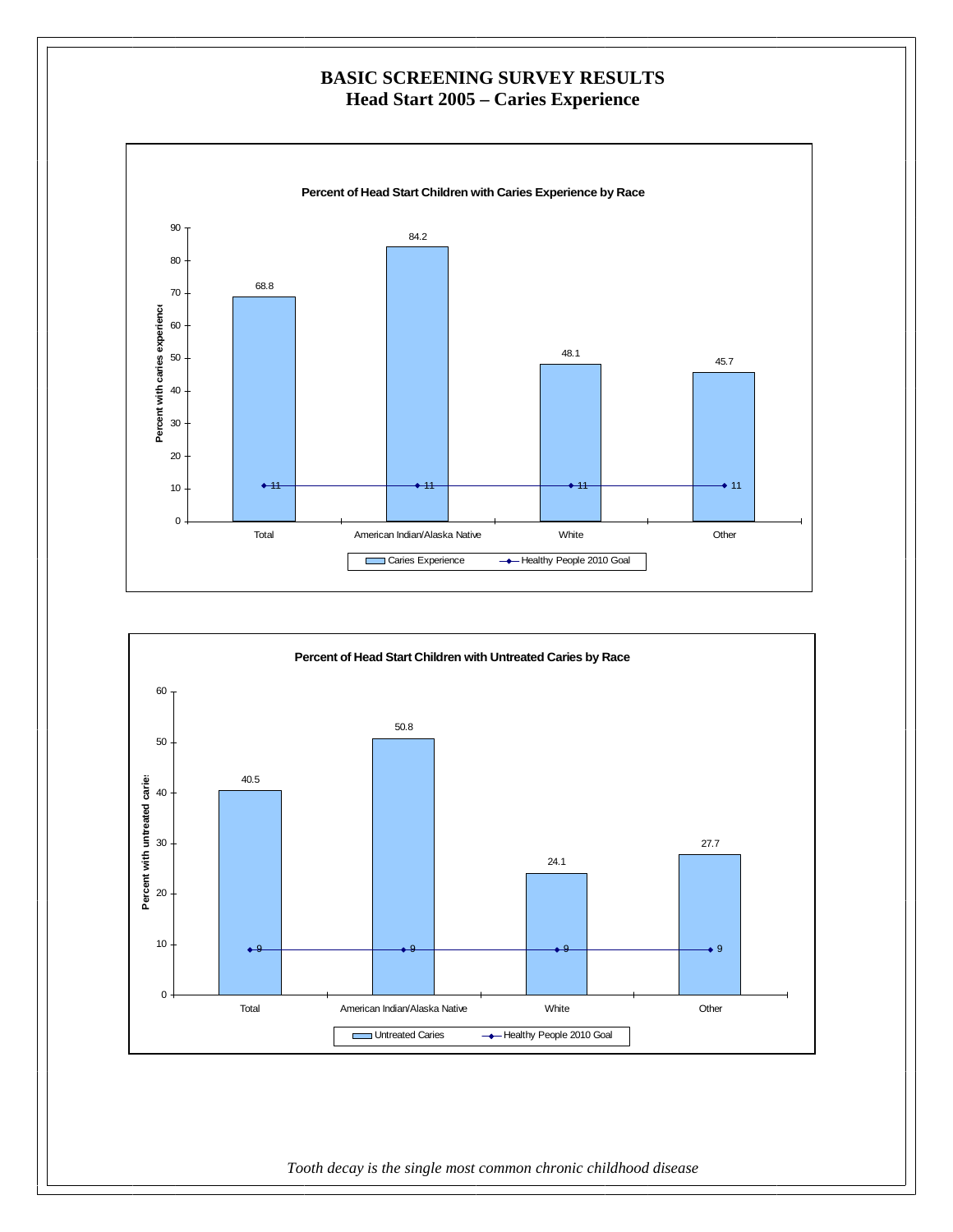# BASIC SCREENING SURVEY RESULTS
## Head Start 2005 – Caries Experience

**Percent of Head Start Children with Caries Experience by Race**

| | Caries Experience | Healthy People 2010 Goal |
|---|---|---|
| Total | 68.8 | 11 |
| American Indian/Alaska Native | 84.2 | 11 |
| White | 48.1 | 11 |
| Other | 45.7 | 11 |

**Percent of Head Start Children with Untreated Caries by Race**

| | Untreated Caries | Healthy People 2010 Goal |
|---|---|---|
| Total | 40.5 | 9 |
| American Indian/Alaska Native | 50.8 | 9 |
| White | 24.1 | 9 |
| Other | 27.7 | 9 |

*Tooth decay is the single most common chronic childhood disease*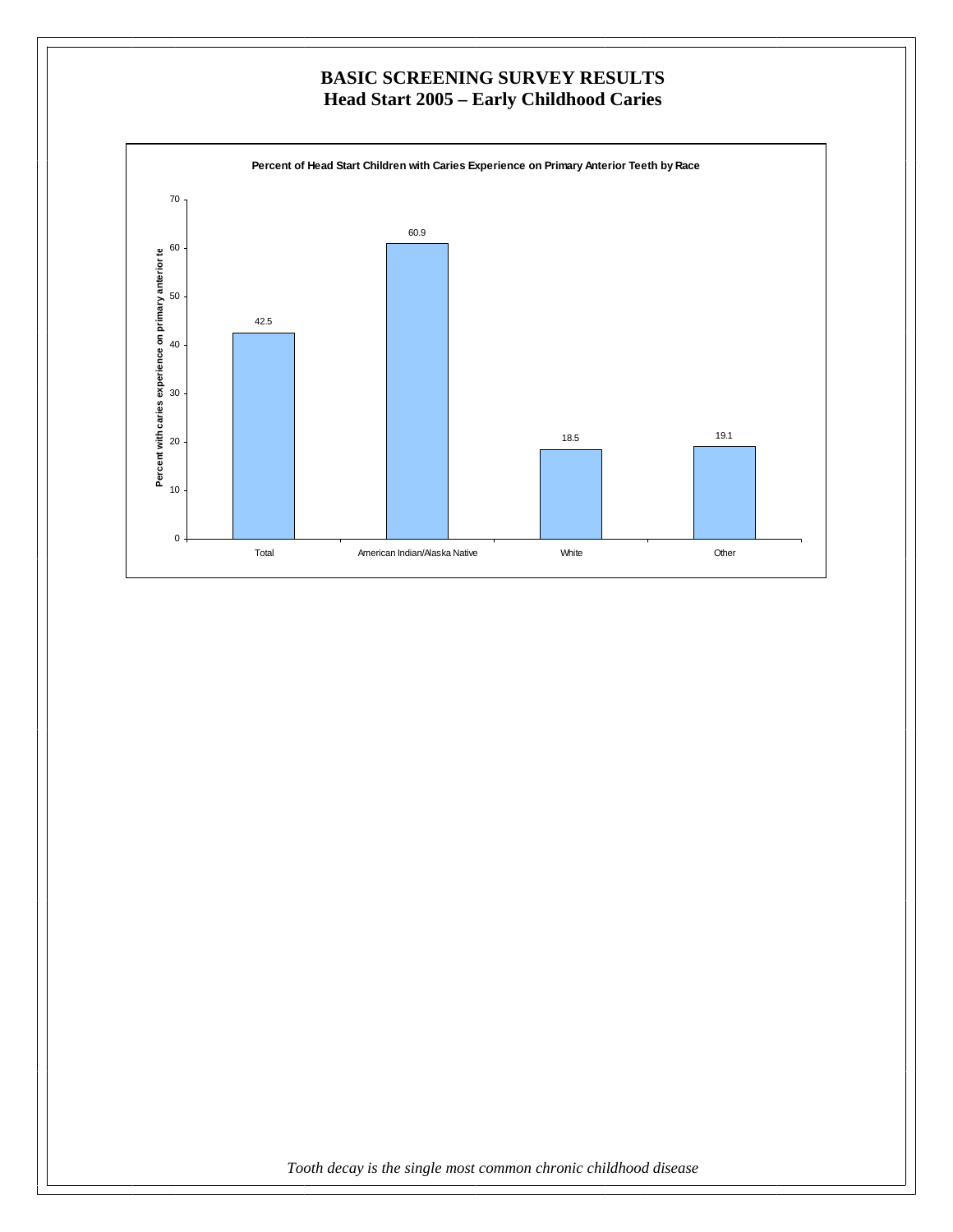# BASIC SCREENING SURVEY RESULTS
## Head Start 2005 – Early Childhood Caries

**Percent of Head Start Children with Caries Experience on Primary Anterior Teeth by Race**

| Race | Percent with caries experience on primary anterior teeth |
|---|---|
| Total | 42.5 |
| American Indian/Alaska Native | 60.9 |
| White | 18.5 |
| Other | 19.1 |

*Tooth decay is the single most common chronic childhood disease*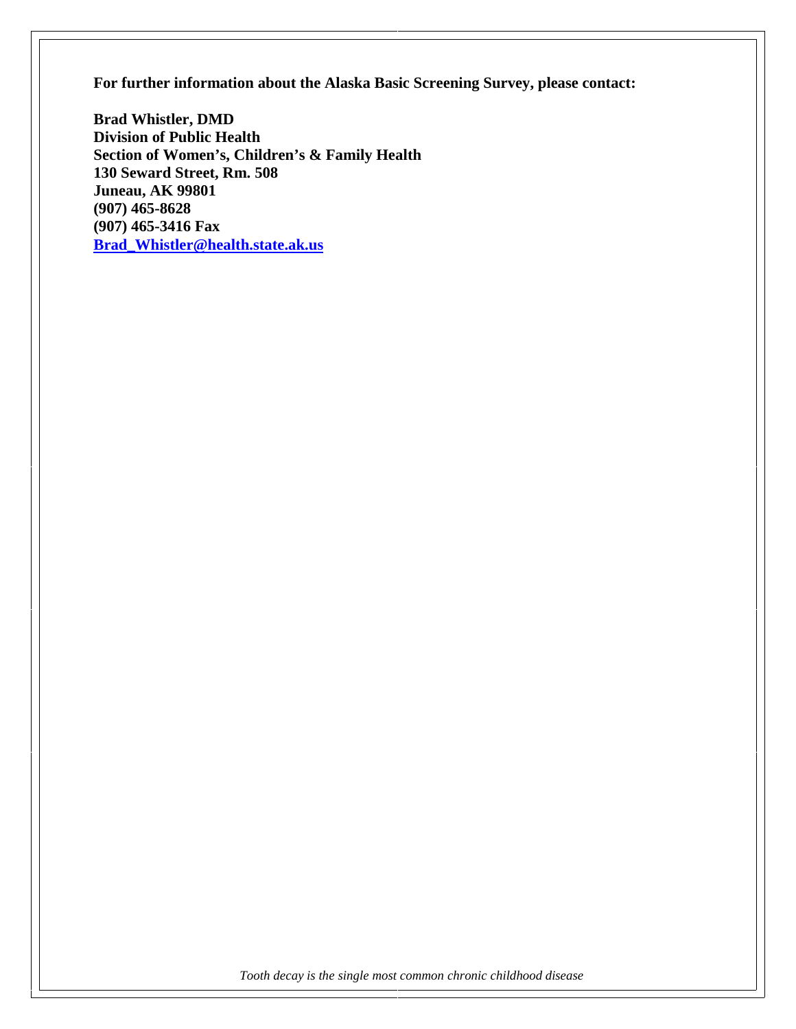**For further information about the Alaska Basic Screening Survey, please contact:**

**Brad Whistler, DMD**
**Division of Public Health**
**Section of Women's, Children's & Family Health**
**130 Seward Street, Rm. 508**
**Juneau, AK 99801**
**(907) 465-8628**
**(907) 465-3416 Fax**
**Brad_Whistler@health.state.ak.us**

*Tooth decay is the single most common chronic childhood disease*